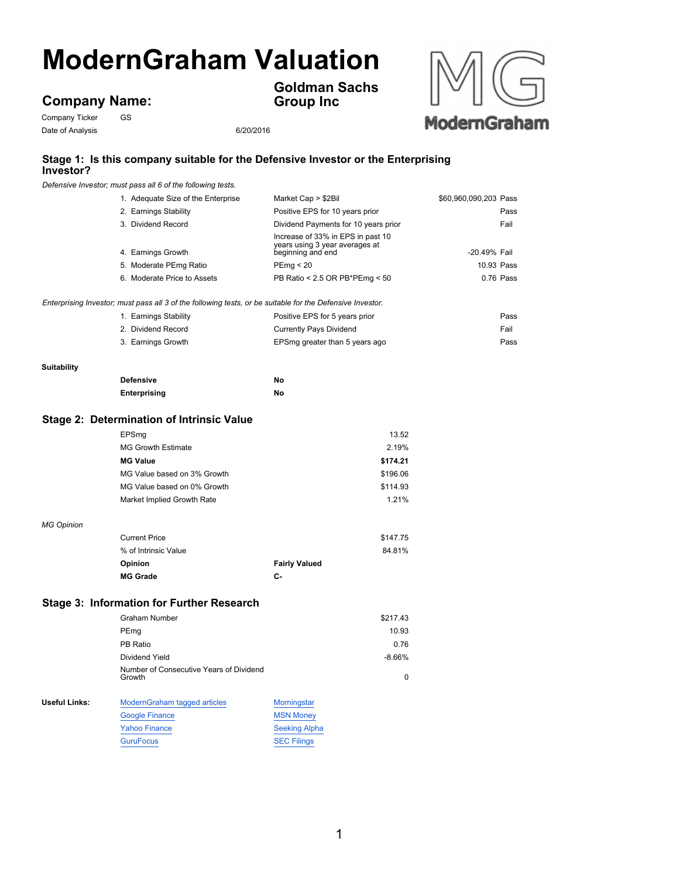# ModernGraham Valuation

## Company Name: Goldman Sachs Group Inc

Company Ticker GS

Date of Analysis 6/20/2016

### Stage 1: Is this company suitable for the Defensive Investor or the Enterprising Investor?

*Defensive Investor; must pass all 6 of the following tests.*

| | | | |
|---|---|---|---|
| 1. Adequate Size of the Enterprise | Market Cap > $2Bil | $60,960,090,203 | Pass |
| 2. Earnings Stability | Positive EPS for 10 years prior | | Pass |
| 3. Dividend Record | Dividend Payments for 10 years prior | | Fail |
| 4. Earnings Growth | Increase of 33% in EPS in past 10 years using 3 year averages at beginning and end | -20.49% | Fail |
| 5. Moderate PEmg Ratio | PEmg < 20 | 10.93 | Pass |
| 6. Moderate Price to Assets | PB Ratio < 2.5 OR PB*PEmg < 50 | 0.76 | Pass |

*Enterprising Investor; must pass all 3 of the following tests, or be suitable for the Defensive Investor.*

| | | |
|---|---|---|
| 1. Earnings Stability | Positive EPS for 5 years prior | Pass |
| 2. Dividend Record | Currently Pays Dividend | Fail |
| 3. Earnings Growth | EPSmg greater than 5 years ago | Pass |

**Suitability**

| | |
|---|---|
| **Defensive** | **No** |
| **Enterprising** | **No** |

### Stage 2: Determination of Intrinsic Value

| | |
|---|---|
| EPSmg | 13.52 |
| MG Growth Estimate | 2.19% |
| **MG Value** | **$174.21** |
| MG Value based on 3% Growth | $196.06 |
| MG Value based on 0% Growth | $114.93 |
| Market Implied Growth Rate | 1.21% |

*MG Opinion*

| | |
|---|---|
| Current Price | $147.75 |
| % of Intrinsic Value | 84.81% |
| **Opinion** | **Fairly Valued** |
| **MG Grade** | **C-** |

### Stage 3: Information for Further Research

| | |
|---|---|
| Graham Number | $217.43 |
| PEmg | 10.93 |
| PB Ratio | 0.76 |
| Dividend Yield | -8.66% |
| Number of Consecutive Years of Dividend Growth | 0 |

**Useful Links:**

| | |
|---|---|
| ModernGraham tagged articles | Morningstar |
| Google Finance | MSN Money |
| Yahoo Finance | Seeking Alpha |
| GuruFocus | SEC Filings |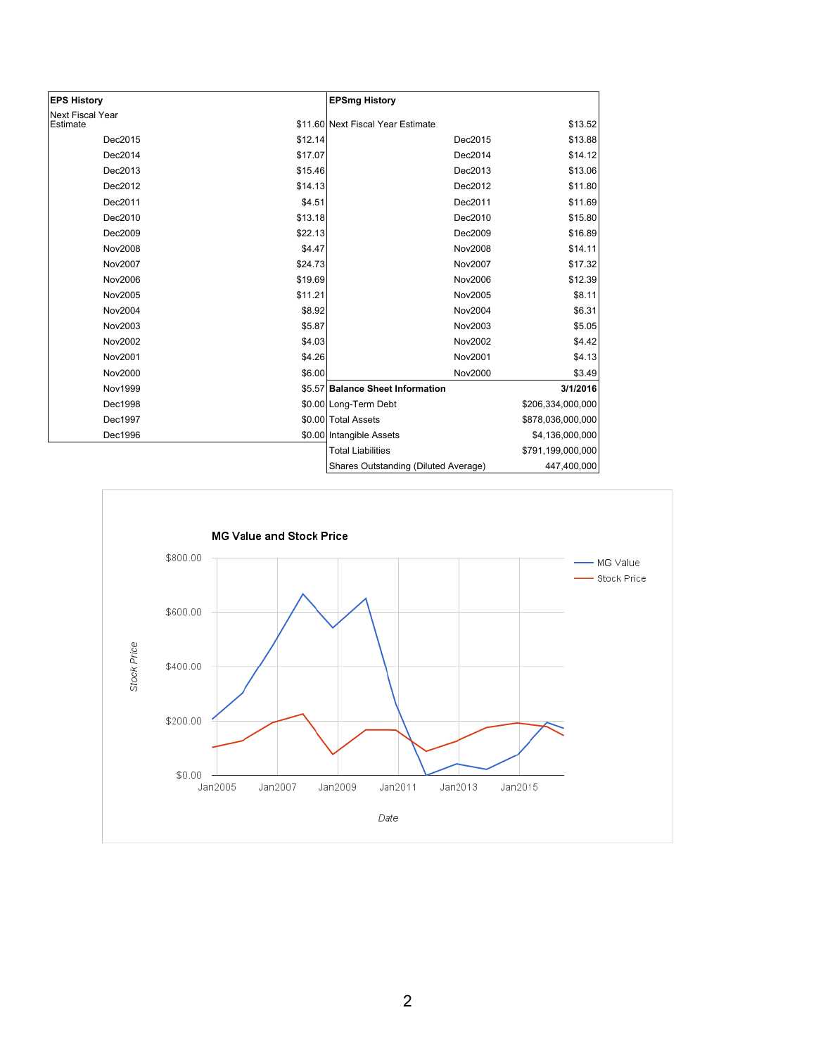| EPS History | |
|---|---|
| Next Fiscal Year Estimate | $11.60 |
| Dec2015 | $12.14 |
| Dec2014 | $17.07 |
| Dec2013 | $15.46 |
| Dec2012 | $14.13 |
| Dec2011 | $4.51 |
| Dec2010 | $13.18 |
| Dec2009 | $22.13 |
| Nov2008 | $4.47 |
| Nov2007 | $24.73 |
| Nov2006 | $19.69 |
| Nov2005 | $11.21 |
| Nov2004 | $8.92 |
| Nov2003 | $5.87 |
| Nov2002 | $4.03 |
| Nov2001 | $4.26 |
| Nov2000 | $6.00 |
| Nov1999 | $5.57 |
| Dec1998 | $0.00 |
| Dec1997 | $0.00 |
| Dec1996 | $0.00 |

| EPSmg History | |
|---|---|
| Next Fiscal Year Estimate | $13.52 |
| Dec2015 | $13.88 |
| Dec2014 | $14.12 |
| Dec2013 | $13.06 |
| Dec2012 | $11.80 |
| Dec2011 | $11.69 |
| Dec2010 | $15.80 |
| Dec2009 | $16.89 |
| Nov2008 | $14.11 |
| Nov2007 | $17.32 |
| Nov2006 | $12.39 |
| Nov2005 | $8.11 |
| Nov2004 | $6.31 |
| Nov2003 | $5.05 |
| Nov2002 | $4.42 |
| Nov2001 | $4.13 |
| Nov2000 | $3.49 |

| Balance Sheet Information | 3/1/2016 |
|---|---|
| Long-Term Debt | $206,334,000,000 |
| Total Assets | $878,036,000,000 |
| Intangible Assets | $4,136,000,000 |
| Total Liabilities | $791,199,000,000 |
| Shares Outstanding (Diluted Average) | 447,400,000 |

**MG Value and Stock Price**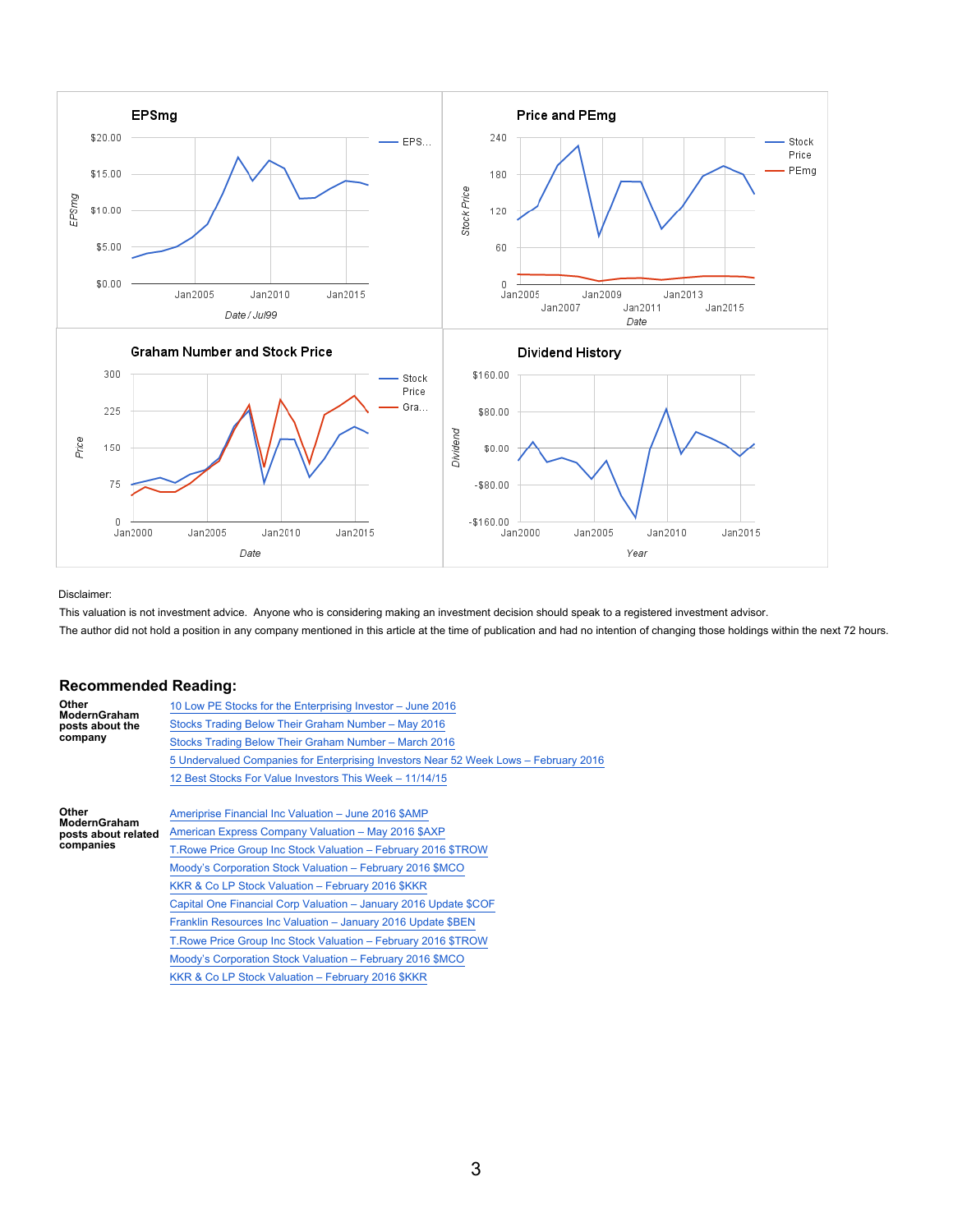EPSmg

$20.00
$15.00
$10.00
$5.00
$0.00

EPSmg

Jan2005
Jan2010
Jan2015

Date / Jul99

EPS...

Price and PEmg

240
180
120
60
0

Stock Price

Jan2005
Jan2009
Jan2013
Jan2007
Jan2011
Jan2015

Date

Stock Price
PEmg

Graham Number and Stock Price

300
225
150
75
0

Price

Jan2000
Jan2005
Jan2010
Jan2015

Date

Stock Price
Gra...

Dividend History

$160.00
$80.00
$0.00
-$80.00
-$160.00

Dividend

Jan2000
Jan2005
Jan2010
Jan2015

Year

Disclaimer:

This valuation is not investment advice. Anyone who is considering making an investment decision should speak to a registered investment advisor.

The author did not hold a position in any company mentioned in this article at the time of publication and had no intention of changing those holdings within the next 72 hours.

## Recommended Reading:

**Other ModernGraham posts about the company**

- 10 Low PE Stocks for the Enterprising Investor – June 2016
- Stocks Trading Below Their Graham Number – May 2016
- Stocks Trading Below Their Graham Number – March 2016
- 5 Undervalued Companies for Enterprising Investors Near 52 Week Lows – February 2016
- 12 Best Stocks For Value Investors This Week – 11/14/15

**Other ModernGraham posts about related companies**

- Ameriprise Financial Inc Valuation – June 2016 $AMP
- American Express Company Valuation – May 2016 $AXP
- T.Rowe Price Group Inc Stock Valuation – February 2016 $TROW
- Moody's Corporation Stock Valuation – February 2016 $MCO
- KKR & Co LP Stock Valuation – February 2016 $KKR
- Capital One Financial Corp Valuation – January 2016 Update $COF
- Franklin Resources Inc Valuation – January 2016 Update $BEN
- T.Rowe Price Group Inc Stock Valuation – February 2016 $TROW
- Moody's Corporation Stock Valuation – February 2016 $MCO
- KKR & Co LP Stock Valuation – February 2016 $KKR